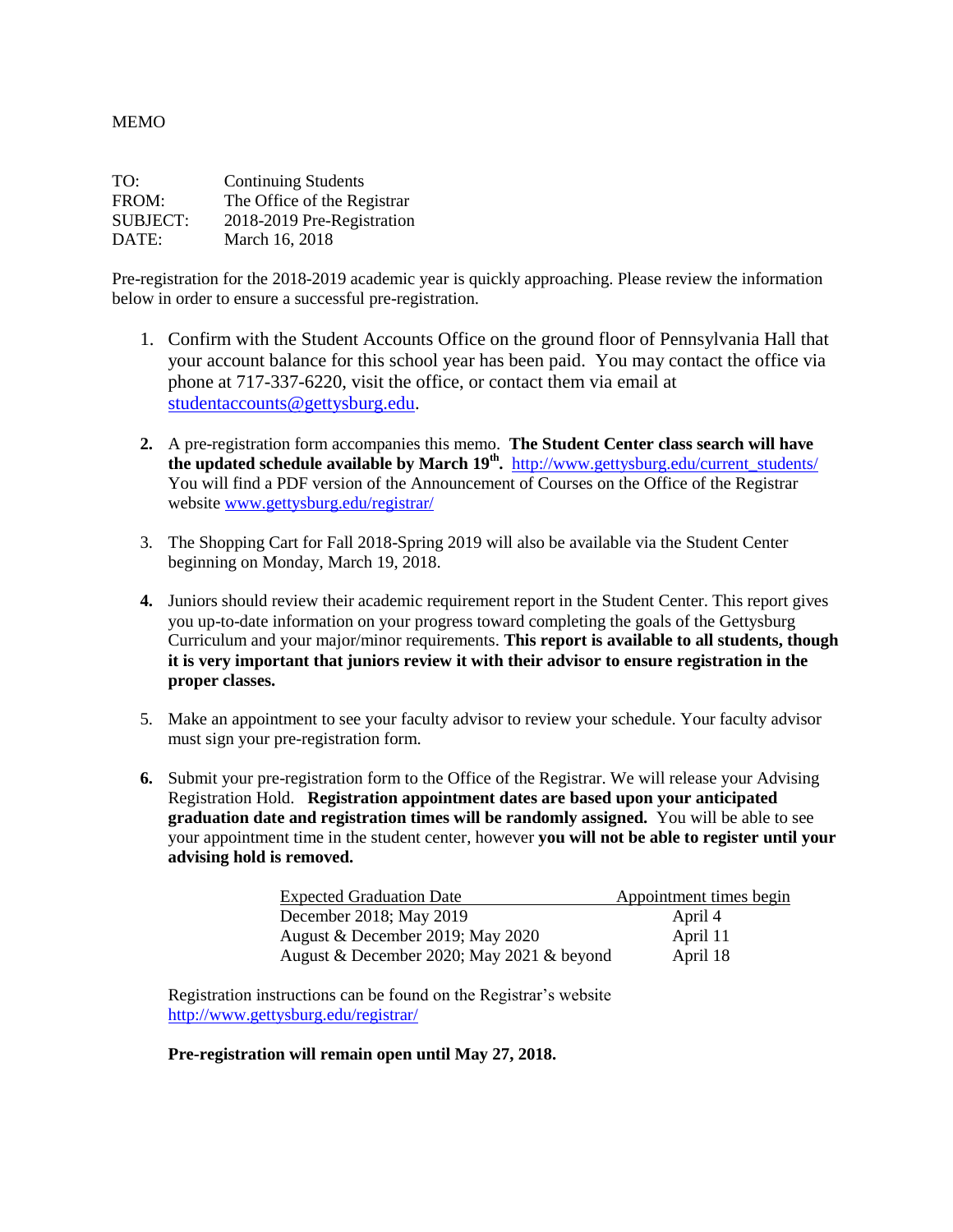MEMO

| | |
|---|---|
| TO: | Continuing Students |
| FROM: | The Office of the Registrar |
| SUBJECT: | 2018-2019 Pre-Registration |
| DATE: | March 16, 2018 |

Pre-registration for the 2018-2019 academic year is quickly approaching. Please review the information below in order to ensure a successful pre-registration.

1. Confirm with the Student Accounts Office on the ground floor of Pennsylvania Hall that your account balance for this school year has been paid. You may contact the office via phone at 717-337-6220, visit the office, or contact them via email at studentaccounts@gettysburg.edu.

2. A pre-registration form accompanies this memo. **The Student Center class search will have the updated schedule available by March 19th.** http://www.gettysburg.edu/current_students/ You will find a PDF version of the Announcement of Courses on the Office of the Registrar website www.gettysburg.edu/registrar/

3. The Shopping Cart for Fall 2018-Spring 2019 will also be available via the Student Center beginning on Monday, March 19, 2018.

4. Juniors should review their academic requirement report in the Student Center. This report gives you up-to-date information on your progress toward completing the goals of the Gettysburg Curriculum and your major/minor requirements. **This report is available to all students, though it is very important that juniors review it with their advisor to ensure registration in the proper classes.**

5. Make an appointment to see your faculty advisor to review your schedule. Your faculty advisor must sign your pre-registration form.

6. Submit your pre-registration form to the Office of the Registrar. We will release your Advising Registration Hold. **Registration appointment dates are based upon your anticipated graduation date and registration times will be randomly assigned.** You will be able to see your appointment time in the student center, however **you will not be able to register until your advising hold is removed.**

| Expected Graduation Date | Appointment times begin |
|---|---|
| December 2018; May 2019 | April 4 |
| August & December 2019; May 2020 | April 11 |
| August & December 2020; May 2021 & beyond | April 18 |

Registration instructions can be found on the Registrar's website http://www.gettysburg.edu/registrar/

**Pre-registration will remain open until May 27, 2018.**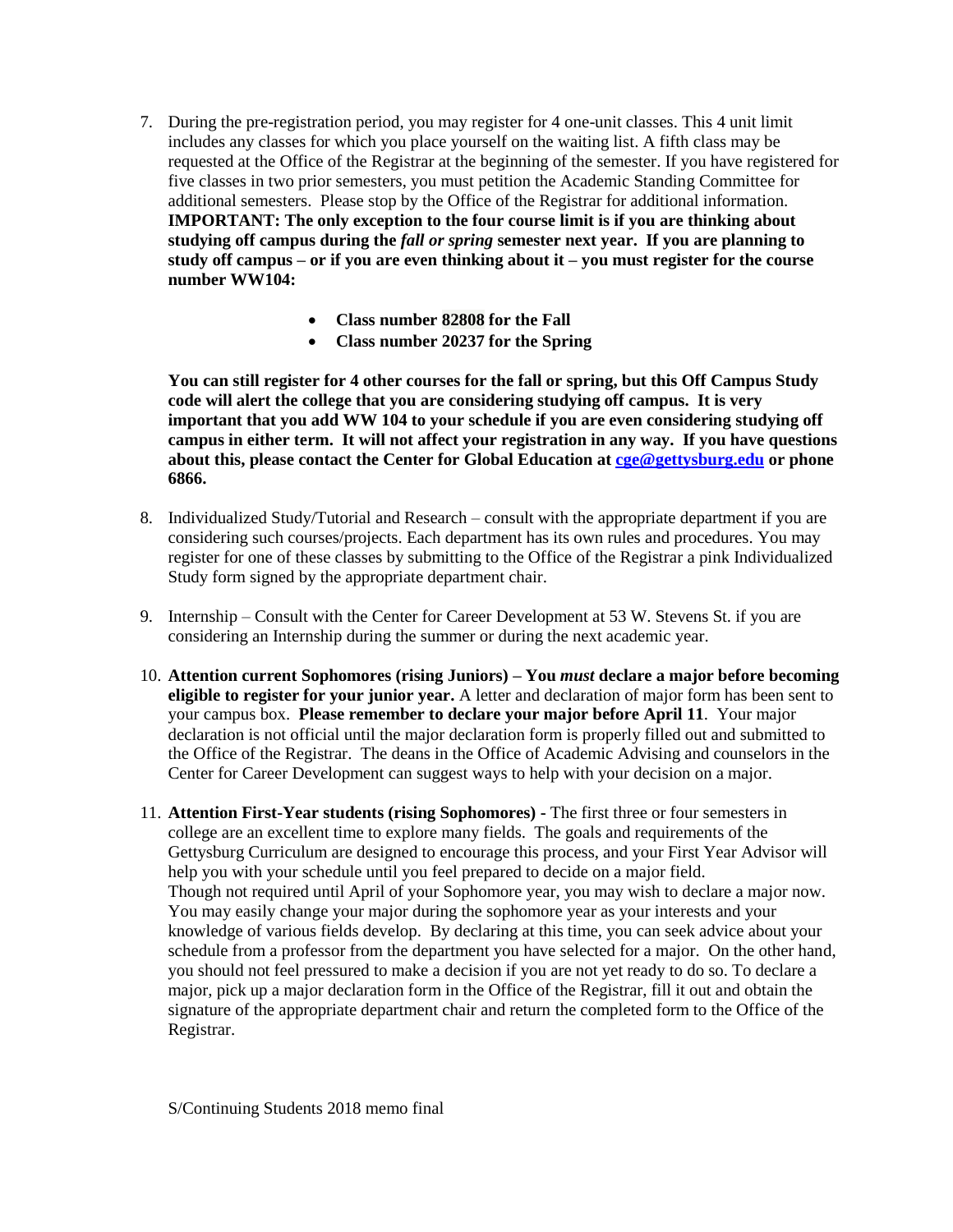7. During the pre-registration period, you may register for 4 one-unit classes. This 4 unit limit includes any classes for which you place yourself on the waiting list. A fifth class may be requested at the Office of the Registrar at the beginning of the semester. If you have registered for five classes in two prior semesters, you must petition the Academic Standing Committee for additional semesters. Please stop by the Office of the Registrar for additional information. **IMPORTANT: The only exception to the four course limit is if you are thinking about studying off campus during the *fall or spring* semester next year. If you are planning to study off campus – or if you are even thinking about it – you must register for the course number WW104:**

   - **Class number 82808 for the Fall**
   - **Class number 20237 for the Spring**

   **You can still register for 4 other courses for the fall or spring, but this Off Campus Study code will alert the college that you are considering studying off campus. It is very important that you add WW 104 to your schedule if you are even considering studying off campus in either term. It will not affect your registration in any way. If you have questions about this, please contact the Center for Global Education at [cge@gettysburg.edu](mailto:cge@gettysburg.edu) or phone 6866.**

8. Individualized Study/Tutorial and Research – consult with the appropriate department if you are considering such courses/projects. Each department has its own rules and procedures. You may register for one of these classes by submitting to the Office of the Registrar a pink Individualized Study form signed by the appropriate department chair.

9. Internship – Consult with the Center for Career Development at 53 W. Stevens St. if you are considering an Internship during the summer or during the next academic year.

10. **Attention current Sophomores (rising Juniors) – You *must* declare a major before becoming eligible to register for your junior year.** A letter and declaration of major form has been sent to your campus box. **Please remember to declare your major before April 11**. Your major declaration is not official until the major declaration form is properly filled out and submitted to the Office of the Registrar. The deans in the Office of Academic Advising and counselors in the Center for Career Development can suggest ways to help with your decision on a major.

11. **Attention First-Year students (rising Sophomores) -** The first three or four semesters in college are an excellent time to explore many fields. The goals and requirements of the Gettysburg Curriculum are designed to encourage this process, and your First Year Advisor will help you with your schedule until you feel prepared to decide on a major field.
    Though not required until April of your Sophomore year, you may wish to declare a major now. You may easily change your major during the sophomore year as your interests and your knowledge of various fields develop. By declaring at this time, you can seek advice about your schedule from a professor from the department you have selected for a major. On the other hand, you should not feel pressured to make a decision if you are not yet ready to do so. To declare a major, pick up a major declaration form in the Office of the Registrar, fill it out and obtain the signature of the appropriate department chair and return the completed form to the Office of the Registrar.

S/Continuing Students 2018 memo final